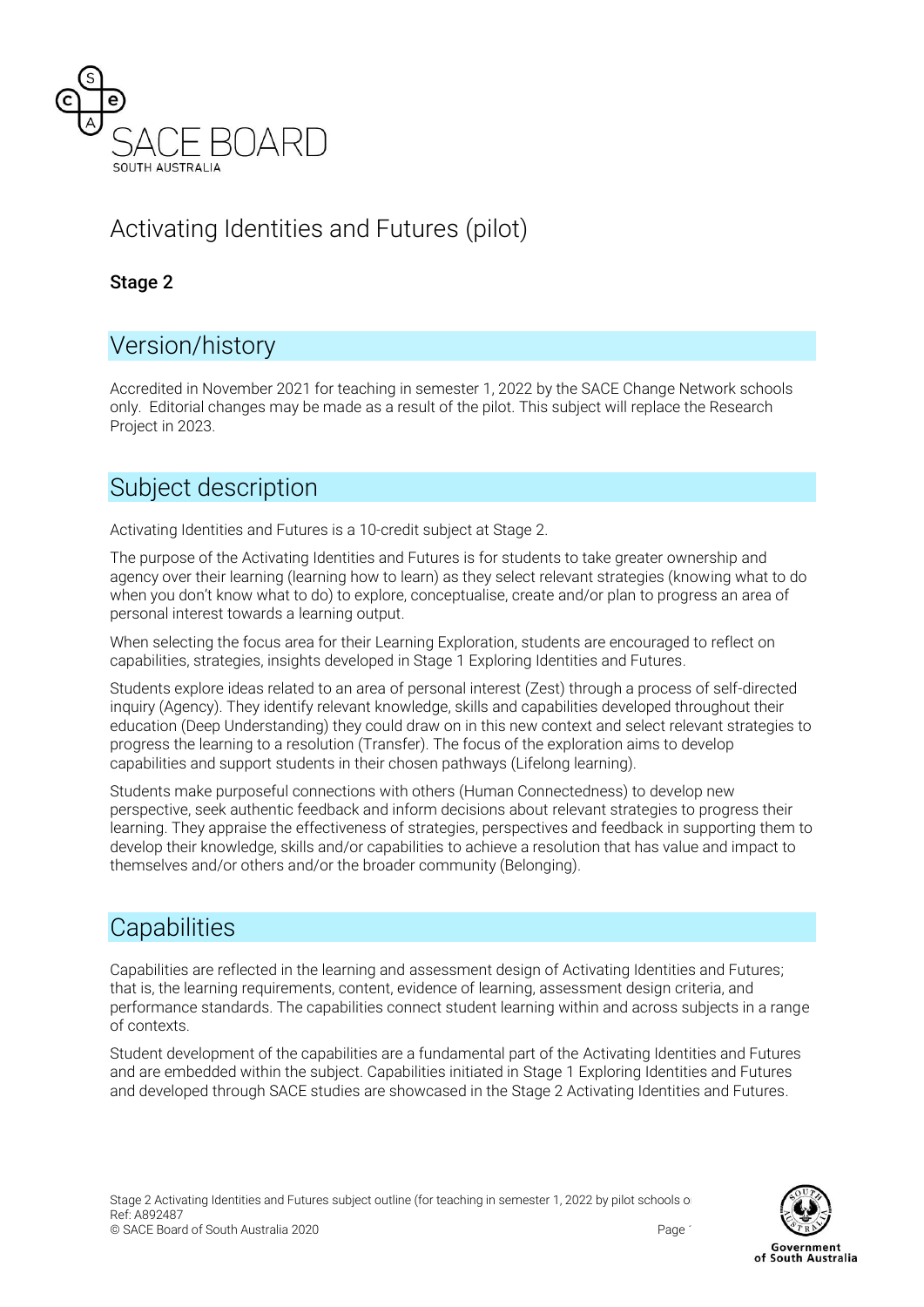# Activating Identities and Futures (pilot)

**Stage 2**

## Version/history

Accredited in November 2021 for teaching in semester 1, 2022 by the SACE Change Network schools only. Editorial changes may be made as a result of the pilot. This subject will replace the Research Project in 2023.

## Subject description

Activating Identities and Futures is a 10-credit subject at Stage 2.

The purpose of the Activating Identities and Futures is for students to take greater ownership and agency over their learning (learning how to learn) as they select relevant strategies (knowing what to do when you don't know what to do) to explore, conceptualise, create and/or plan to progress an area of personal interest towards a learning output.

When selecting the focus area for their Learning Exploration, students are encouraged to reflect on capabilities, strategies, insights developed in Stage 1 Exploring Identities and Futures.

Students explore ideas related to an area of personal interest (Zest) through a process of self-directed inquiry (Agency). They identify relevant knowledge, skills and capabilities developed throughout their education (Deep Understanding) they could draw on in this new context and select relevant strategies to progress the learning to a resolution (Transfer). The focus of the exploration aims to develop capabilities and support students in their chosen pathways (Lifelong learning).

Students make purposeful connections with others (Human Connectedness) to develop new perspective, seek authentic feedback and inform decisions about relevant strategies to progress their learning. They appraise the effectiveness of strategies, perspectives and feedback in supporting them to develop their knowledge, skills and/or capabilities to achieve a resolution that has value and impact to themselves and/or others and/or the broader community (Belonging).

## Capabilities

Capabilities are reflected in the learning and assessment design of Activating Identities and Futures; that is, the learning requirements, content, evidence of learning, assessment design criteria, and performance standards. The capabilities connect student learning within and across subjects in a range of contexts.

Student development of the capabilities are a fundamental part of the Activating Identities and Futures and are embedded within the subject. Capabilities initiated in Stage 1 Exploring Identities and Futures and developed through SACE studies are showcased in the Stage 2 Activating Identities and Futures.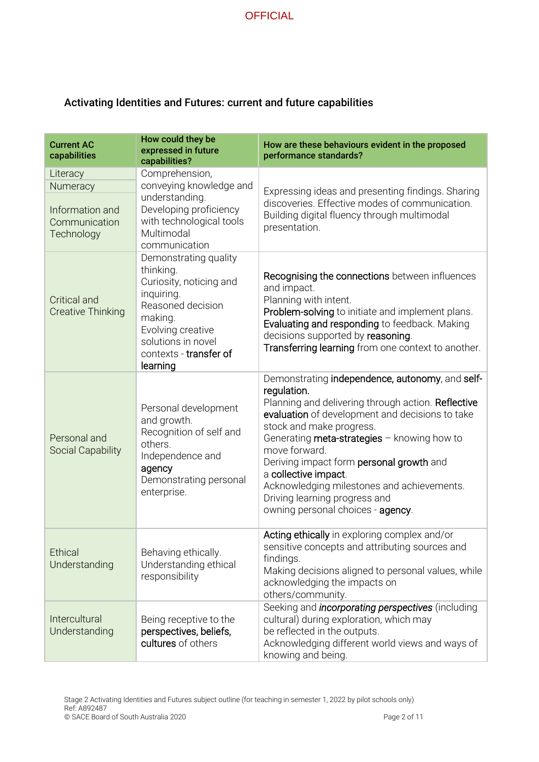## Activating Identities and Futures: current and future capabilities

| Current AC capabilities | How could they be expressed in future capabilities? | How are these behaviours evident in the proposed performance standards? |
|---|---|---|
| Literacy<br>Numeracy<br>Information and Communication Technology | Comprehension, conveying knowledge and understanding.<br>Developing proficiency with technological tools<br>Multimodal communication | Expressing ideas and presenting findings. Sharing discoveries. Effective modes of communication. Building digital fluency through multimodal presentation. |
| Critical and Creative Thinking | Demonstrating quality thinking.<br>Curiosity, noticing and inquiring.<br>Reasoned decision making.<br>Evolving creative solutions in novel contexts - **transfer of learning** | **Recognising the connections** between influences and impact.<br>Planning with intent.<br>**Problem-solving** to initiate and implement plans.<br>**Evaluating and responding** to feedback. Making decisions supported by **reasoning**.<br>**Transferring learning** from one context to another. |
| Personal and Social Capability | Personal development and growth.<br>Recognition of self and others.<br>Independence and **agency**<br>Demonstrating personal enterprise. | Demonstrating **independence, autonomy**, and **self-regulation.**<br>Planning and delivering through action. **Reflective evaluation** of development and decisions to take stock and make progress.<br>Generating **meta-strategies** – knowing how to move forward.<br>Deriving impact form **personal growth** and a **collective impact**.<br>Acknowledging milestones and achievements.<br>Driving learning progress and owning personal choices - **agency**. |
| Ethical Understanding | Behaving ethically.<br>Understanding ethical responsibility | **Acting ethically** in exploring complex and/or sensitive concepts and attributing sources and findings.<br>Making decisions aligned to personal values, while acknowledging the impacts on others/community. |
| Intercultural Understanding | Being receptive to the **perspectives, beliefs, cultures** of others | Seeking and ***incorporating perspectives*** (including cultural) during exploration, which may be reflected in the outputs.<br>Acknowledging different world views and ways of knowing and being. |

Stage 2 Activating Identities and Futures subject outline (for teaching in semester 1, 2022 by pilot schools only)
Ref: A892487
© SACE Board of South Australia 2020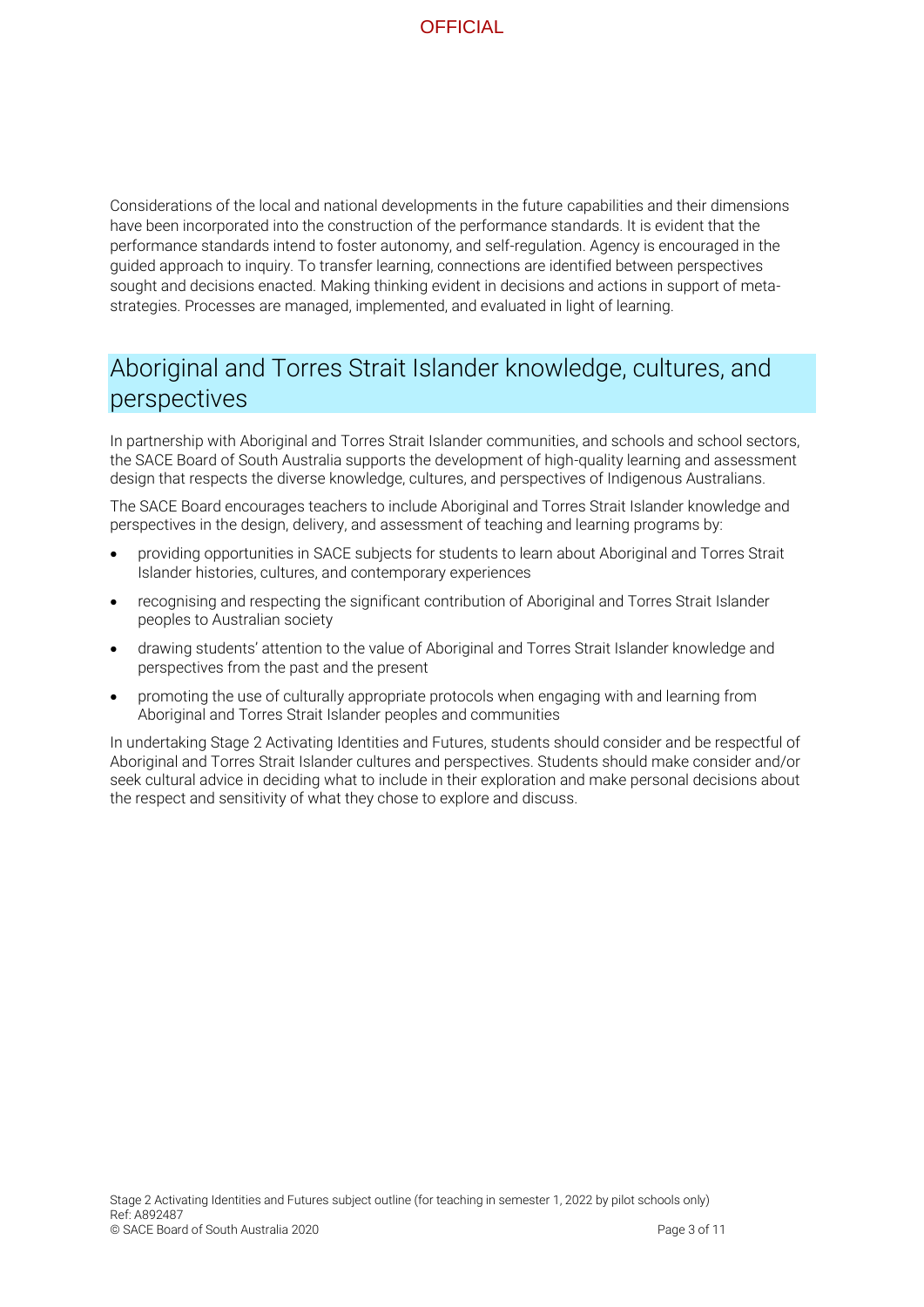Considerations of the local and national developments in the future capabilities and their dimensions have been incorporated into the construction of the performance standards. It is evident that the performance standards intend to foster autonomy, and self-regulation. Agency is encouraged in the guided approach to inquiry. To transfer learning, connections are identified between perspectives sought and decisions enacted. Making thinking evident in decisions and actions in support of meta-strategies. Processes are managed, implemented, and evaluated in light of learning.

## Aboriginal and Torres Strait Islander knowledge, cultures, and perspectives

In partnership with Aboriginal and Torres Strait Islander communities, and schools and school sectors, the SACE Board of South Australia supports the development of high-quality learning and assessment design that respects the diverse knowledge, cultures, and perspectives of Indigenous Australians.

The SACE Board encourages teachers to include Aboriginal and Torres Strait Islander knowledge and perspectives in the design, delivery, and assessment of teaching and learning programs by:

- providing opportunities in SACE subjects for students to learn about Aboriginal and Torres Strait Islander histories, cultures, and contemporary experiences
- recognising and respecting the significant contribution of Aboriginal and Torres Strait Islander peoples to Australian society
- drawing students' attention to the value of Aboriginal and Torres Strait Islander knowledge and perspectives from the past and the present
- promoting the use of culturally appropriate protocols when engaging with and learning from Aboriginal and Torres Strait Islander peoples and communities

In undertaking Stage 2 Activating Identities and Futures, students should consider and be respectful of Aboriginal and Torres Strait Islander cultures and perspectives. Students should make consider and/or seek cultural advice in deciding what to include in their exploration and make personal decisions about the respect and sensitivity of what they chose to explore and discuss.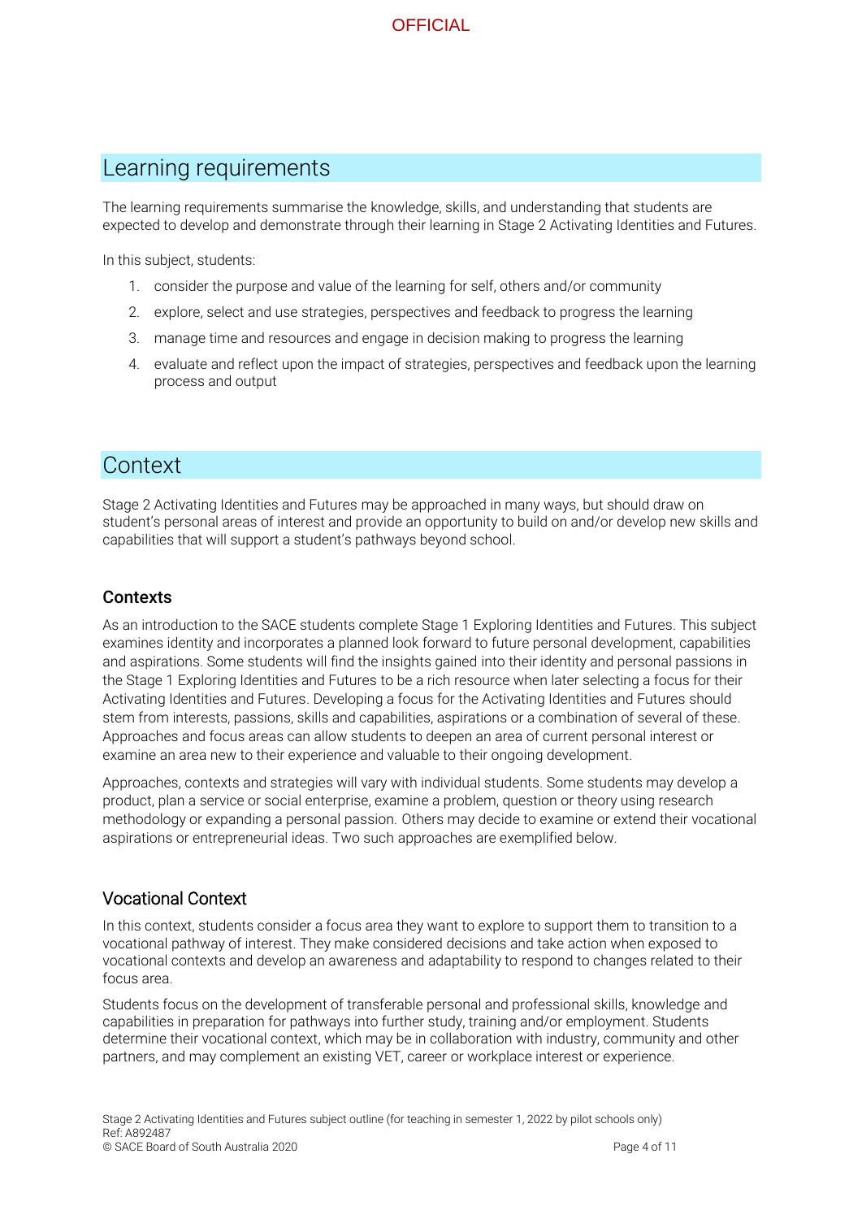## Learning requirements

The learning requirements summarise the knowledge, skills, and understanding that students are expected to develop and demonstrate through their learning in Stage 2 Activating Identities and Futures.

In this subject, students:

1. consider the purpose and value of the learning for self, others and/or community
2. explore, select and use strategies, perspectives and feedback to progress the learning
3. manage time and resources and engage in decision making to progress the learning
4. evaluate and reflect upon the impact of strategies, perspectives and feedback upon the learning process and output

## Context

Stage 2 Activating Identities and Futures may be approached in many ways, but should draw on student's personal areas of interest and provide an opportunity to build on and/or develop new skills and capabilities that will support a student's pathways beyond school.

### Contexts

As an introduction to the SACE students complete Stage 1 Exploring Identities and Futures. This subject examines identity and incorporates a planned look forward to future personal development, capabilities and aspirations. Some students will find the insights gained into their identity and personal passions in the Stage 1 Exploring Identities and Futures to be a rich resource when later selecting a focus for their Activating Identities and Futures. Developing a focus for the Activating Identities and Futures should stem from interests, passions, skills and capabilities, aspirations or a combination of several of these. Approaches and focus areas can allow students to deepen an area of current personal interest or examine an area new to their experience and valuable to their ongoing development.

Approaches, contexts and strategies will vary with individual students. Some students may develop a product, plan a service or social enterprise, examine a problem, question or theory using research methodology or expanding a personal passion. Others may decide to examine or extend their vocational aspirations or entrepreneurial ideas. Two such approaches are exemplified below.

### Vocational Context

In this context, students consider a focus area they want to explore to support them to transition to a vocational pathway of interest. They make considered decisions and take action when exposed to vocational contexts and develop an awareness and adaptability to respond to changes related to their focus area.

Students focus on the development of transferable personal and professional skills, knowledge and capabilities in preparation for pathways into further study, training and/or employment. Students determine their vocational context, which may be in collaboration with industry, community and other partners, and may complement an existing VET, career or workplace interest or experience.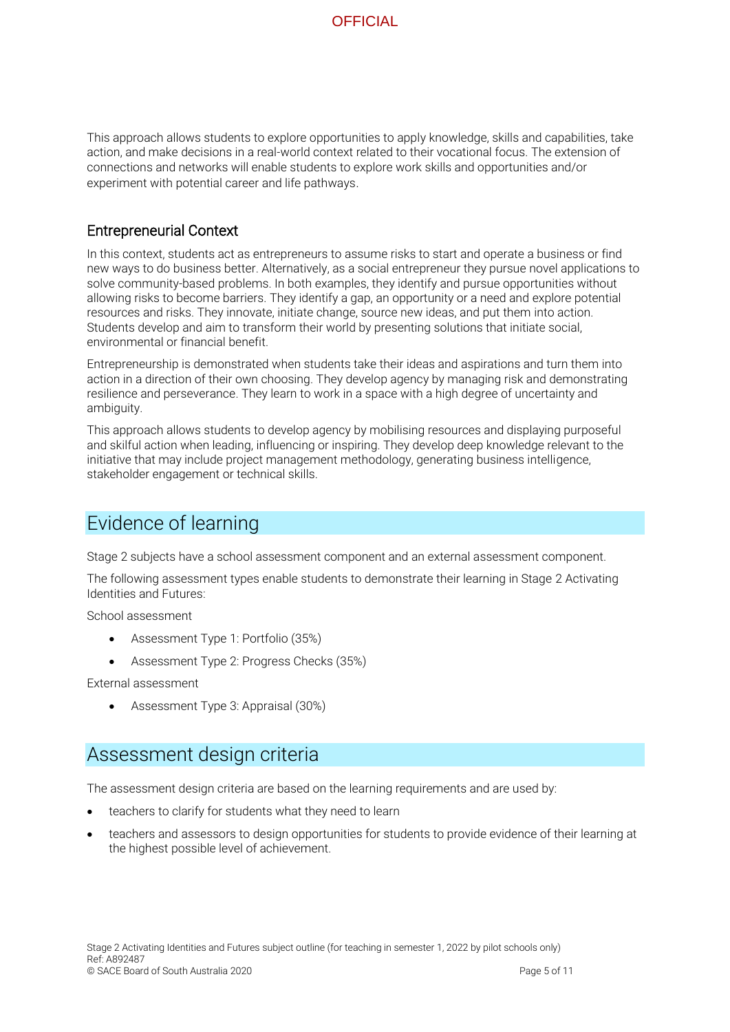This approach allows students to explore opportunities to apply knowledge, skills and capabilities, take action, and make decisions in a real-world context related to their vocational focus. The extension of connections and networks will enable students to explore work skills and opportunities and/or experiment with potential career and life pathways.

### Entrepreneurial Context

In this context, students act as entrepreneurs to assume risks to start and operate a business or find new ways to do business better. Alternatively, as a social entrepreneur they pursue novel applications to solve community-based problems. In both examples, they identify and pursue opportunities without allowing risks to become barriers. They identify a gap, an opportunity or a need and explore potential resources and risks. They innovate, initiate change, source new ideas, and put them into action. Students develop and aim to transform their world by presenting solutions that initiate social, environmental or financial benefit.

Entrepreneurship is demonstrated when students take their ideas and aspirations and turn them into action in a direction of their own choosing. They develop agency by managing risk and demonstrating resilience and perseverance. They learn to work in a space with a high degree of uncertainty and ambiguity.

This approach allows students to develop agency by mobilising resources and displaying purposeful and skilful action when leading, influencing or inspiring. They develop deep knowledge relevant to the initiative that may include project management methodology, generating business intelligence, stakeholder engagement or technical skills.

## Evidence of learning

Stage 2 subjects have a school assessment component and an external assessment component.

The following assessment types enable students to demonstrate their learning in Stage 2 Activating Identities and Futures:

School assessment

- Assessment Type 1: Portfolio (35%)
- Assessment Type 2: Progress Checks (35%)

External assessment

- Assessment Type 3: Appraisal (30%)

## Assessment design criteria

The assessment design criteria are based on the learning requirements and are used by:

- teachers to clarify for students what they need to learn
- teachers and assessors to design opportunities for students to provide evidence of their learning at the highest possible level of achievement.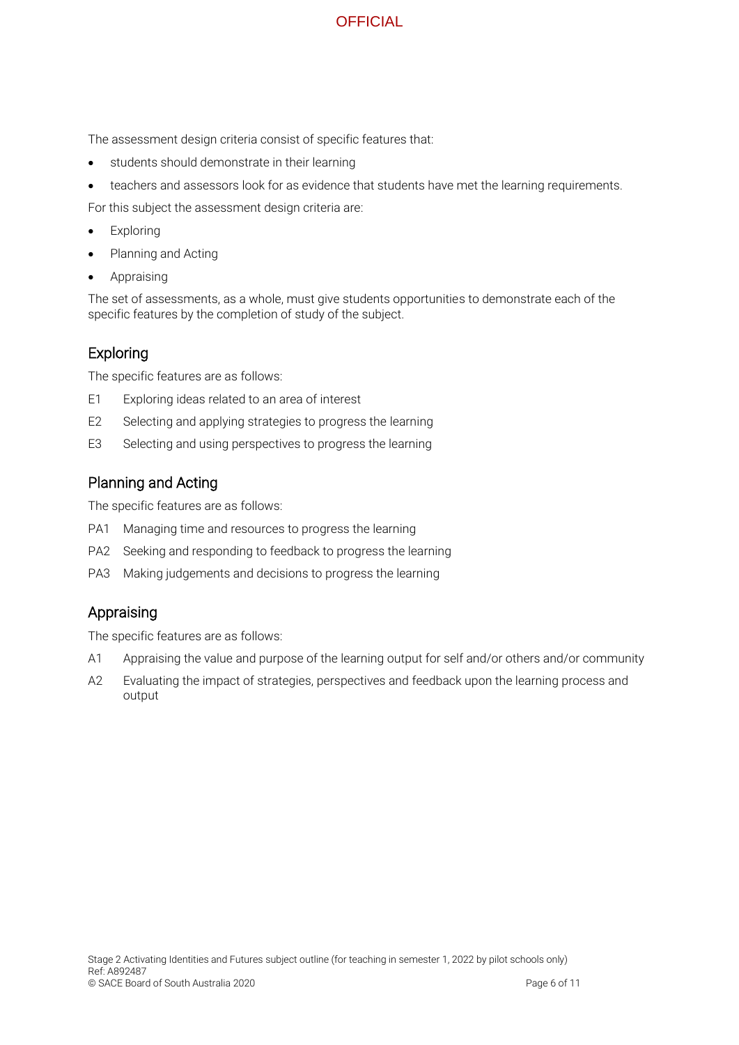The assessment design criteria consist of specific features that:

- students should demonstrate in their learning
- teachers and assessors look for as evidence that students have met the learning requirements.

For this subject the assessment design criteria are:

- Exploring
- Planning and Acting
- Appraising

The set of assessments, as a whole, must give students opportunities to demonstrate each of the specific features by the completion of study of the subject.

## Exploring

The specific features are as follows:

E1 Exploring ideas related to an area of interest

E2 Selecting and applying strategies to progress the learning

E3 Selecting and using perspectives to progress the learning

## Planning and Acting

The specific features are as follows:

PA1 Managing time and resources to progress the learning

PA2 Seeking and responding to feedback to progress the learning

PA3 Making judgements and decisions to progress the learning

## Appraising

The specific features are as follows:

A1 Appraising the value and purpose of the learning output for self and/or others and/or community

A2 Evaluating the impact of strategies, perspectives and feedback upon the learning process and output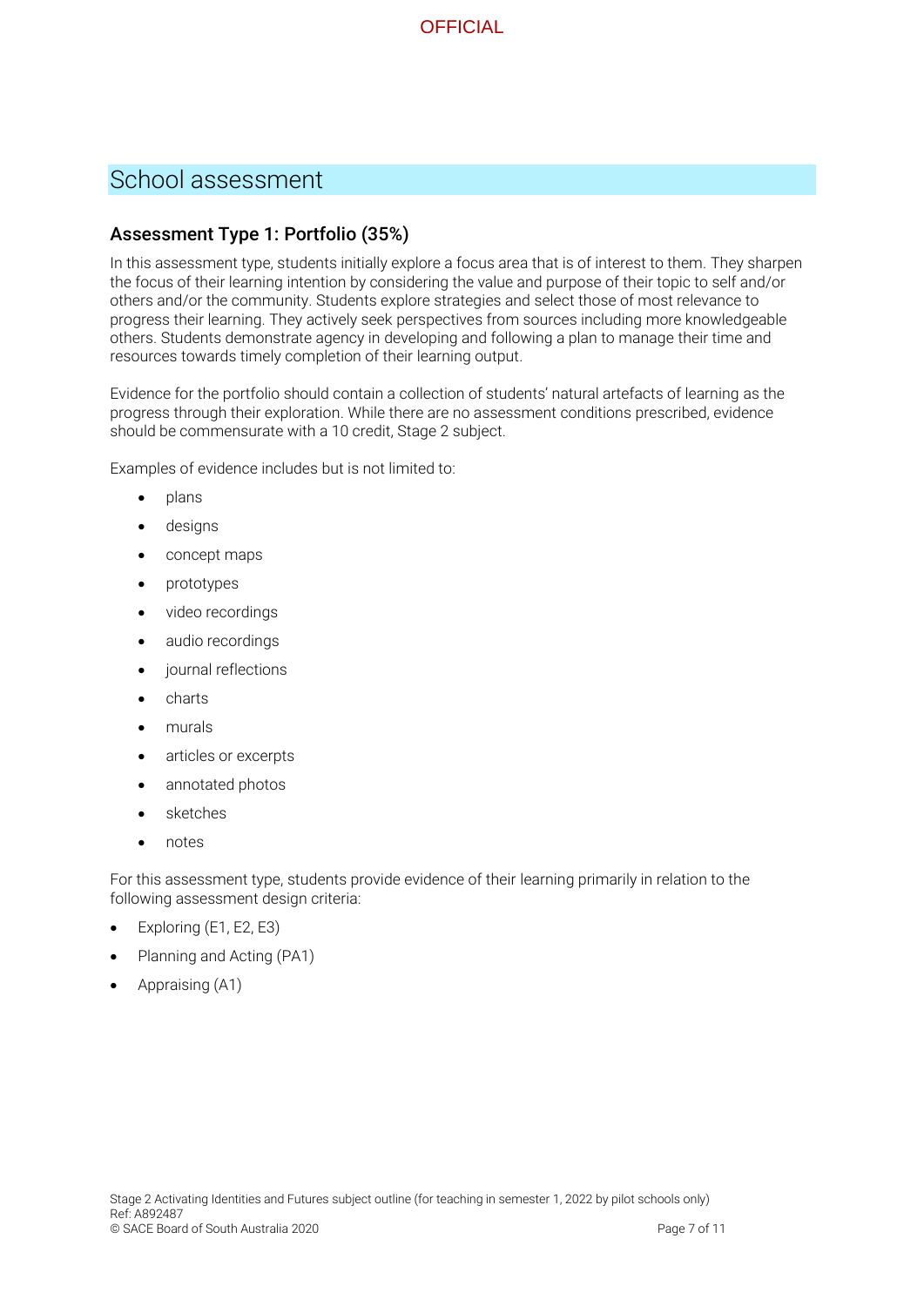## School assessment

### Assessment Type 1: Portfolio (35%)

In this assessment type, students initially explore a focus area that is of interest to them. They sharpen the focus of their learning intention by considering the value and purpose of their topic to self and/or others and/or the community. Students explore strategies and select those of most relevance to progress their learning. They actively seek perspectives from sources including more knowledgeable others. Students demonstrate agency in developing and following a plan to manage their time and resources towards timely completion of their learning output.

Evidence for the portfolio should contain a collection of students' natural artefacts of learning as the progress through their exploration. While there are no assessment conditions prescribed, evidence should be commensurate with a 10 credit, Stage 2 subject.

Examples of evidence includes but is not limited to:

- plans
- designs
- concept maps
- prototypes
- video recordings
- audio recordings
- journal reflections
- charts
- murals
- articles or excerpts
- annotated photos
- sketches
- notes

For this assessment type, students provide evidence of their learning primarily in relation to the following assessment design criteria:

- Exploring (E1, E2, E3)
- Planning and Acting (PA1)
- Appraising (A1)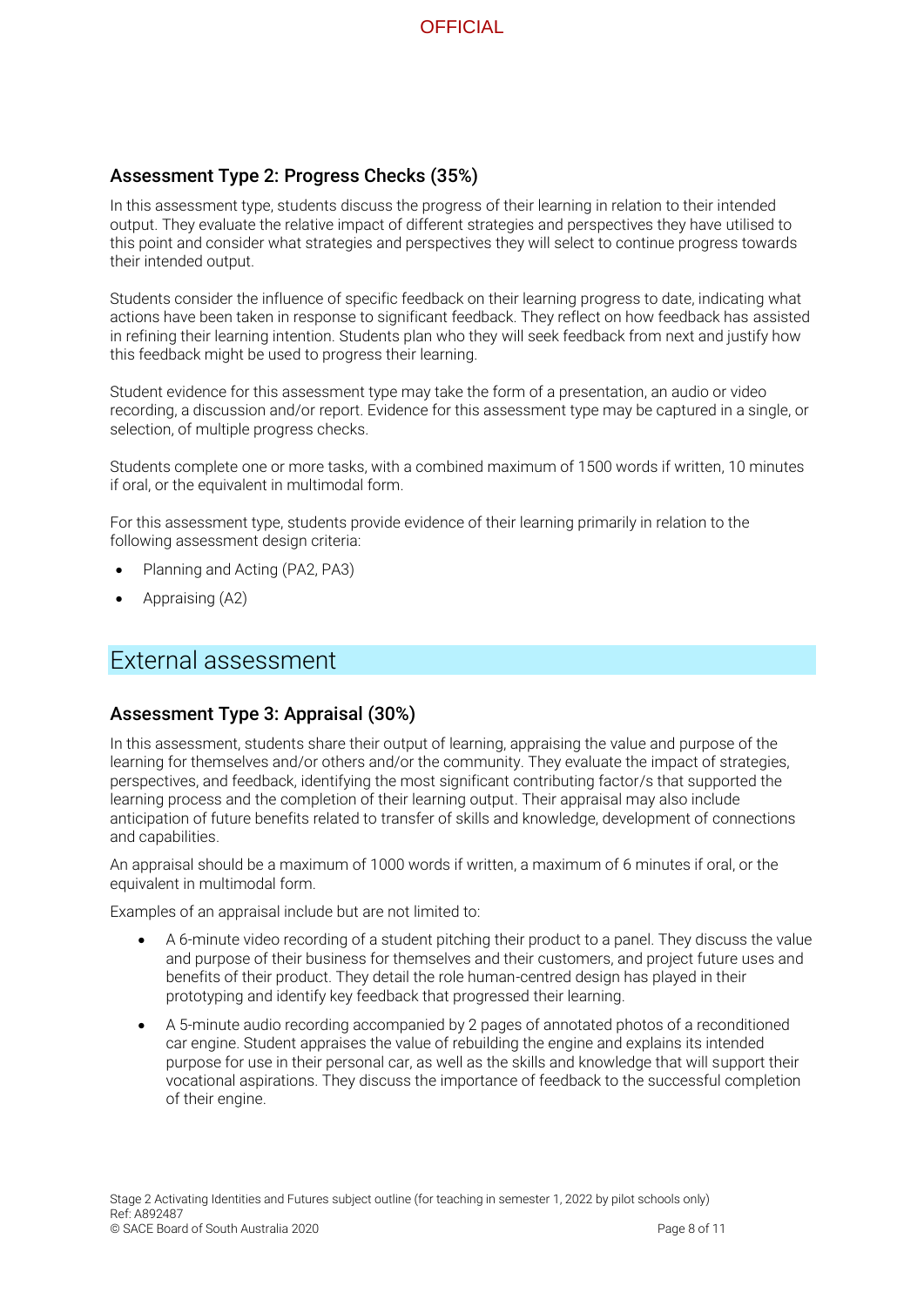### Assessment Type 2: Progress Checks (35%)

In this assessment type, students discuss the progress of their learning in relation to their intended output. They evaluate the relative impact of different strategies and perspectives they have utilised to this point and consider what strategies and perspectives they will select to continue progress towards their intended output.

Students consider the influence of specific feedback on their learning progress to date, indicating what actions have been taken in response to significant feedback. They reflect on how feedback has assisted in refining their learning intention. Students plan who they will seek feedback from next and justify how this feedback might be used to progress their learning.

Student evidence for this assessment type may take the form of a presentation, an audio or video recording, a discussion and/or report. Evidence for this assessment type may be captured in a single, or selection, of multiple progress checks.

Students complete one or more tasks, with a combined maximum of 1500 words if written, 10 minutes if oral, or the equivalent in multimodal form.

For this assessment type, students provide evidence of their learning primarily in relation to the following assessment design criteria:

- Planning and Acting (PA2, PA3)
- Appraising (A2)

## External assessment

### Assessment Type 3: Appraisal (30%)

In this assessment, students share their output of learning, appraising the value and purpose of the learning for themselves and/or others and/or the community. They evaluate the impact of strategies, perspectives, and feedback, identifying the most significant contributing factor/s that supported the learning process and the completion of their learning output. Their appraisal may also include anticipation of future benefits related to transfer of skills and knowledge, development of connections and capabilities.

An appraisal should be a maximum of 1000 words if written, a maximum of 6 minutes if oral, or the equivalent in multimodal form.

Examples of an appraisal include but are not limited to:

- A 6-minute video recording of a student pitching their product to a panel. They discuss the value and purpose of their business for themselves and their customers, and project future uses and benefits of their product. They detail the role human-centred design has played in their prototyping and identify key feedback that progressed their learning.
- A 5-minute audio recording accompanied by 2 pages of annotated photos of a reconditioned car engine. Student appraises the value of rebuilding the engine and explains its intended purpose for use in their personal car, as well as the skills and knowledge that will support their vocational aspirations. They discuss the importance of feedback to the successful completion of their engine.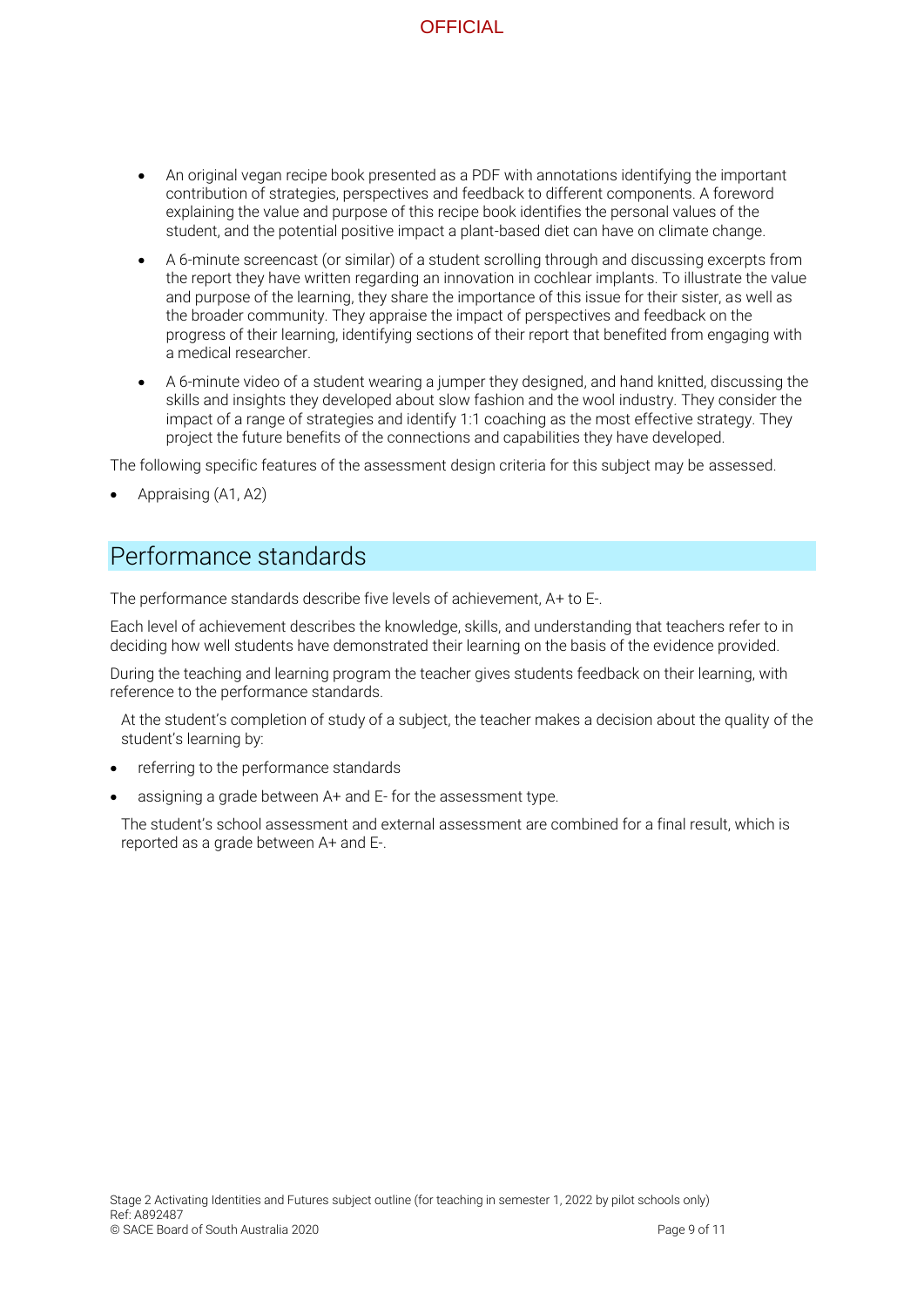- An original vegan recipe book presented as a PDF with annotations identifying the important contribution of strategies, perspectives and feedback to different components. A foreword explaining the value and purpose of this recipe book identifies the personal values of the student, and the potential positive impact a plant-based diet can have on climate change.
- A 6-minute screencast (or similar) of a student scrolling through and discussing excerpts from the report they have written regarding an innovation in cochlear implants. To illustrate the value and purpose of the learning, they share the importance of this issue for their sister, as well as the broader community. They appraise the impact of perspectives and feedback on the progress of their learning, identifying sections of their report that benefited from engaging with a medical researcher.
- A 6-minute video of a student wearing a jumper they designed, and hand knitted, discussing the skills and insights they developed about slow fashion and the wool industry. They consider the impact of a range of strategies and identify 1:1 coaching as the most effective strategy. They project the future benefits of the connections and capabilities they have developed.

The following specific features of the assessment design criteria for this subject may be assessed.

- Appraising (A1, A2)

## Performance standards

The performance standards describe five levels of achievement, A+ to E-.

Each level of achievement describes the knowledge, skills, and understanding that teachers refer to in deciding how well students have demonstrated their learning on the basis of the evidence provided.

During the teaching and learning program the teacher gives students feedback on their learning, with reference to the performance standards.

At the student's completion of study of a subject, the teacher makes a decision about the quality of the student's learning by:

- referring to the performance standards
- assigning a grade between A+ and E- for the assessment type.

The student's school assessment and external assessment are combined for a final result, which is reported as a grade between A+ and E-.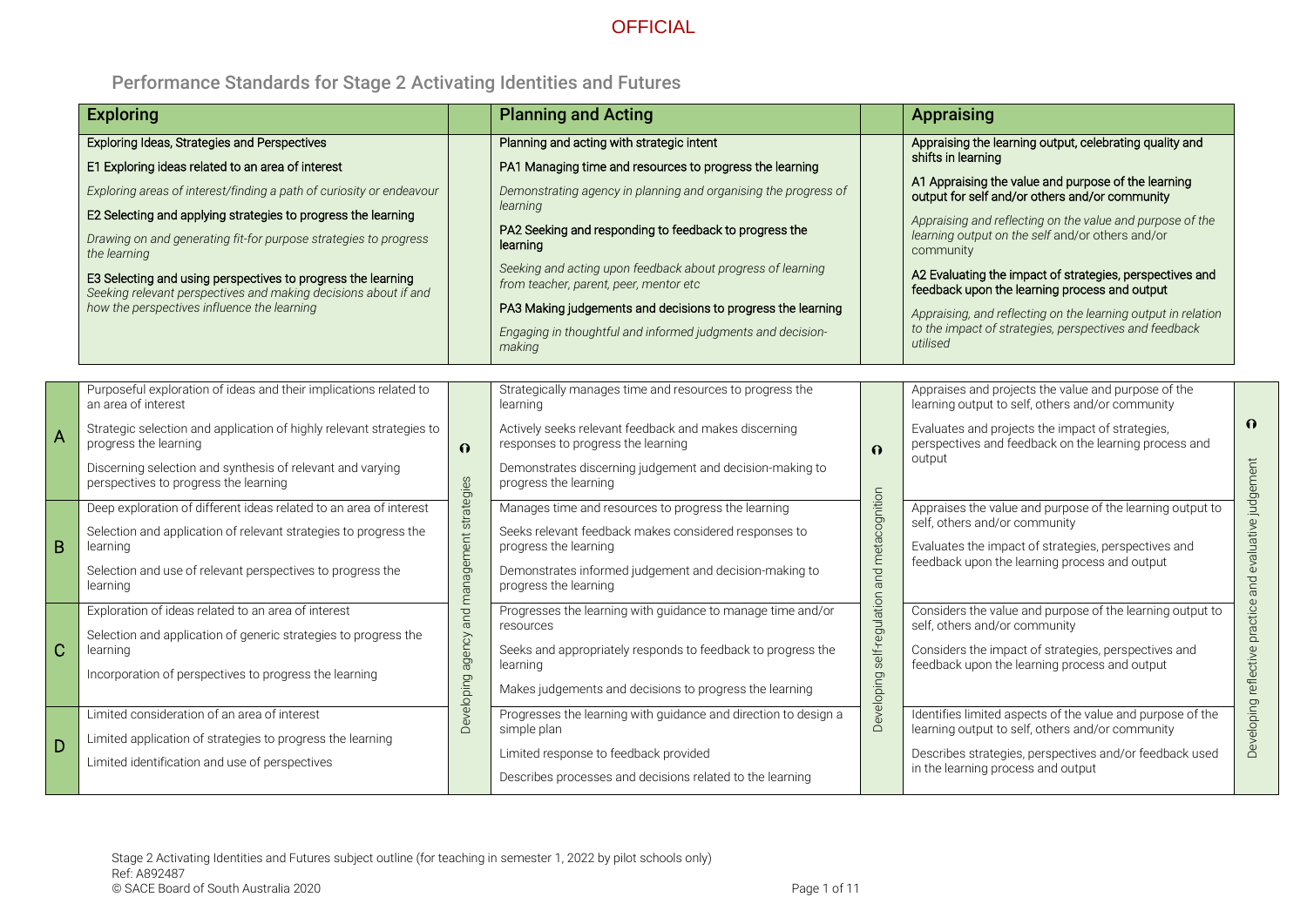## Performance Standards for Stage 2 Activating Identities and Futures

| | Exploring | | Planning and Acting | | Appraising | |
|---|---|---|---|---|---|---|
| | Exploring Ideas, Strategies and Perspectives<br><br>E1 Exploring ideas related to an area of interest<br><br>*Exploring areas of interest/finding a path of curiosity or endeavour*<br><br>E2 Selecting and applying strategies to progress the learning<br><br>*Drawing on and generating fit-for purpose strategies to progress the learning*<br><br>E3 Selecting and using perspectives to progress the learning<br>*Seeking relevant perspectives and making decisions about if and how the perspectives influence the learning* | | Planning and acting with strategic intent<br><br>PA1 Managing time and resources to progress the learning<br><br>*Demonstrating agency in planning and organising the progress of learning*<br><br>PA2 Seeking and responding to feedback to progress the learning<br><br>*Seeking and acting upon feedback about progress of learning from teacher, parent, peer, mentor etc*<br><br>PA3 Making judgements and decisions to progress the learning<br><br>*Engaging in thoughtful and informed judgments and decision-making* | | Appraising the learning output, celebrating quality and shifts in learning<br><br>A1 Appraising the value and purpose of the learning output for self and/or others and/or community<br><br>*Appraising and reflecting on the value and purpose of the learning output on the self* and/or others and/or community<br><br>A2 Evaluating the impact of strategies, perspectives and feedback upon the learning process and output<br><br>*Appraising, and reflecting on the learning output in relation to the impact of strategies, perspectives and feedback utilised* | |
| A | Purposeful exploration of ideas and their implications related to an area of interest<br><br>Strategic selection and application of highly relevant strategies to progress the learning<br><br>Discerning selection and synthesis of relevant and varying perspectives to progress the learning | Developing agency and management strategies | Strategically manages time and resources to progress the learning<br><br>Actively seeks relevant feedback and makes discerning responses to progress the learning<br><br>Demonstrates discerning judgement and decision-making to progress the learning | Developing self-regulation and metacognition | Appraises and projects the value and purpose of the learning output to self, others and/or community<br><br>Evaluates and projects the impact of strategies, perspectives and feedback on the learning process and output | Developing reflective practice and evaluative judgement |
| B | Deep exploration of different ideas related to an area of interest<br><br>Selection and application of relevant strategies to progress the learning<br><br>Selection and use of relevant perspectives to progress the learning | | Manages time and resources to progress the learning<br><br>Seeks relevant feedback makes considered responses to progress the learning<br><br>Demonstrates informed judgement and decision-making to progress the learning | | Appraises the value and purpose of the learning output to self, others and/or community<br><br>Evaluates the impact of strategies, perspectives and feedback upon the learning process and output | |
| C | Exploration of ideas related to an area of interest<br><br>Selection and application of generic strategies to progress the learning<br><br>Incorporation of perspectives to progress the learning | | Progresses the learning with guidance to manage time and/or resources<br><br>Seeks and appropriately responds to feedback to progress the learning<br><br>Makes judgements and decisions to progress the learning | | Considers the value and purpose of the learning output to self, others and/or community<br><br>Considers the impact of strategies, perspectives and feedback upon the learning process and output | |
| D | Limited consideration of an area of interest<br><br>Limited application of strategies to progress the learning<br><br>Limited identification and use of perspectives | | Progresses the learning with guidance and direction to design a simple plan<br><br>Limited response to feedback provided<br><br>Describes processes and decisions related to the learning | | Identifies limited aspects of the value and purpose of the learning output to self, others and/or community<br><br>Describes strategies, perspectives and/or feedback used in the learning process and output | |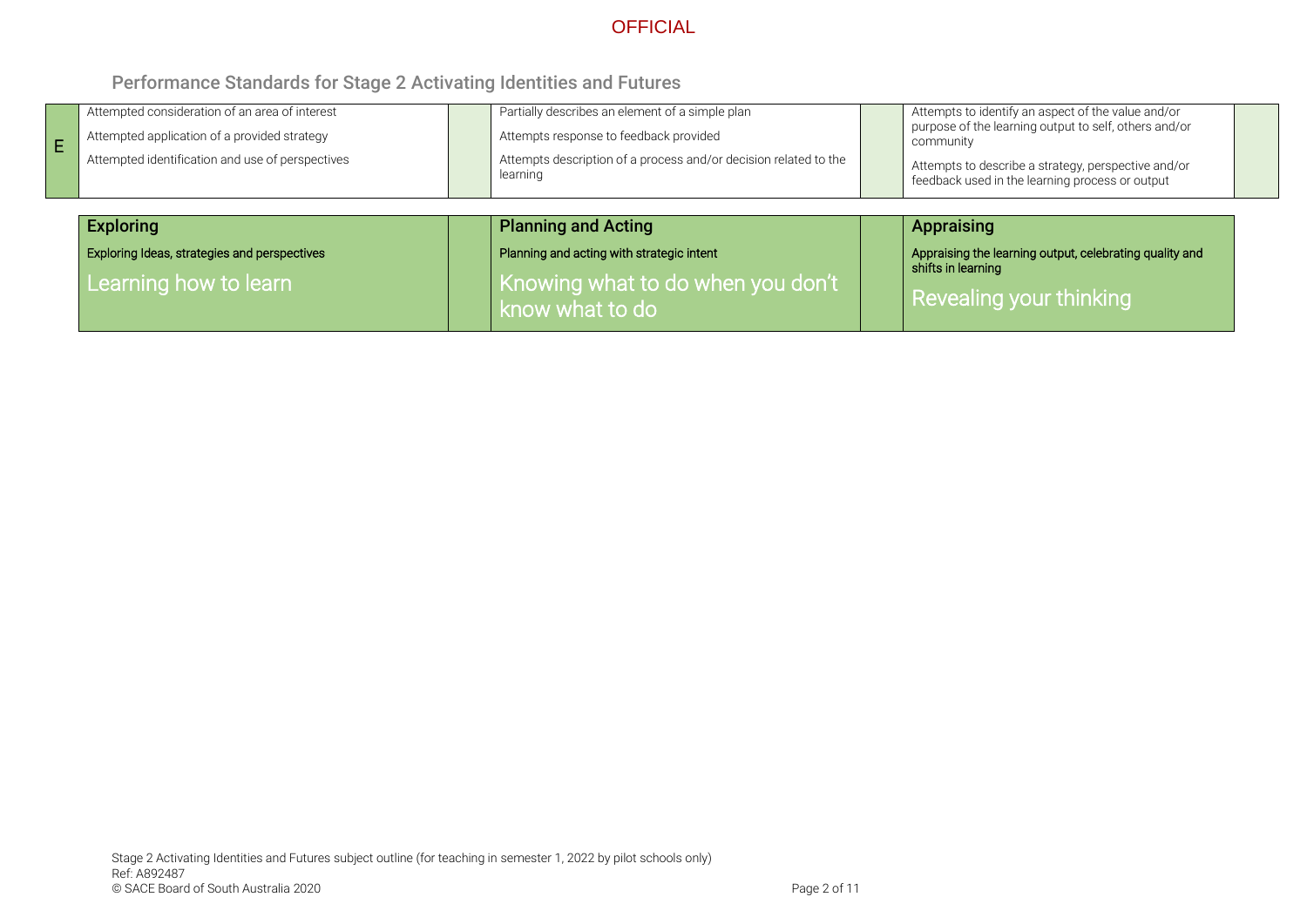## Performance Standards for Stage 2 Activating Identities and Futures

| | | | | | | |
|---|---|---|---|---|---|---|
| E | Attempted consideration of an area of interest<br>Attempted application of a provided strategy<br>Attempted identification and use of perspectives | | Partially describes an element of a simple plan<br>Attempts response to feedback provided<br>Attempts description of a process and/or decision related to the learning | | Attempts to identify an aspect of the value and/or purpose of the learning output to self, others and/or community<br>Attempts to describe a strategy, perspective and/or feedback used in the learning process or output | |
| | **Exploring**<br>Exploring Ideas, strategies and perspectives<br>Learning how to learn | | **Planning and Acting**<br>Planning and acting with strategic intent<br>Knowing what to do when you don't know what to do | | **Appraising**<br>Appraising the learning output, celebrating quality and shifts in learning<br>Revealing your thinking | |

Stage 2 Activating Identities and Futures subject outline (for teaching in semester 1, 2022 by pilot schools only)
Ref: A892487
© SACE Board of South Australia 2020